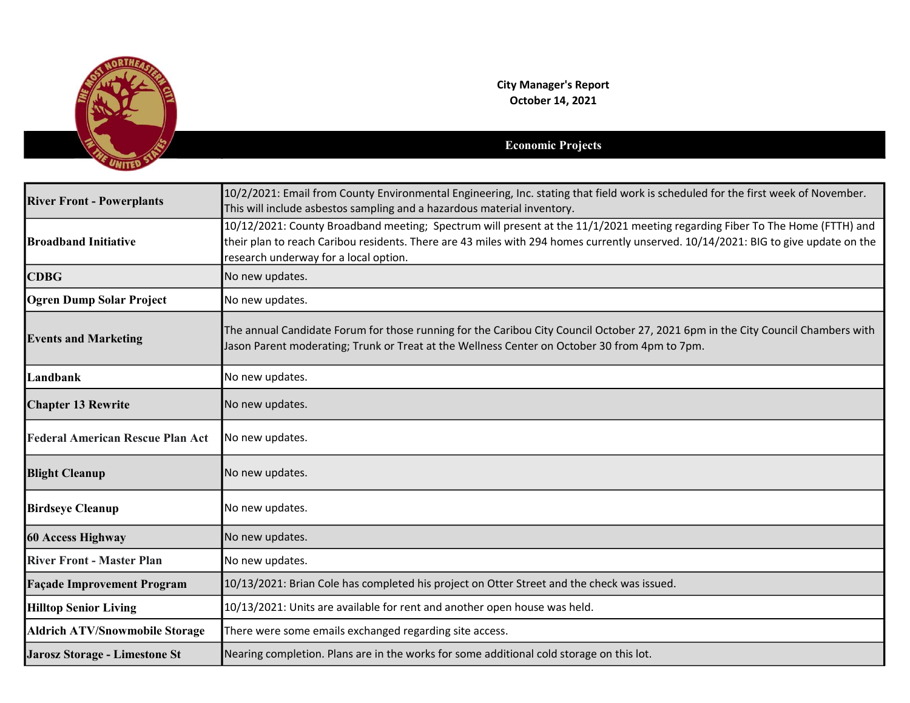**City Manager's Report**
**October 14, 2021**

## Economic Projects

| | |
|---|---|
| **River Front - Powerplants** | 10/2/2021: Email from County Environmental Engineering, Inc. stating that field work is scheduled for the first week of November. This will include asbestos sampling and a hazardous material inventory. |
| **Broadband Initiative** | 10/12/2021: County Broadband meeting; Spectrum will present at the 11/1/2021 meeting regarding Fiber To The Home (FTTH) and their plan to reach Caribou residents. There are 43 miles with 294 homes currently unserved. 10/14/2021: BIG to give update on the research underway for a local option. |
| **CDBG** | No new updates. |
| **Ogren Dump Solar Project** | No new updates. |
| **Events and Marketing** | The annual Candidate Forum for those running for the Caribou City Council October 27, 2021 6pm in the City Council Chambers with Jason Parent moderating; Trunk or Treat at the Wellness Center on October 30 from 4pm to 7pm. |
| **Landbank** | No new updates. |
| **Chapter 13 Rewrite** | No new updates. |
| **Federal American Rescue Plan Act** | No new updates. |
| **Blight Cleanup** | No new updates. |
| **Birdseye Cleanup** | No new updates. |
| **60 Access Highway** | No new updates. |
| **River Front - Master Plan** | No new updates. |
| **Façade Improvement Program** | 10/13/2021: Brian Cole has completed his project on Otter Street and the check was issued. |
| **Hilltop Senior Living** | 10/13/2021: Units are available for rent and another open house was held. |
| **Aldrich ATV/Snowmobile Storage** | There were some emails exchanged regarding site access. |
| **Jarosz Storage - Limestone St** | Nearing completion. Plans are in the works for some additional cold storage on this lot. |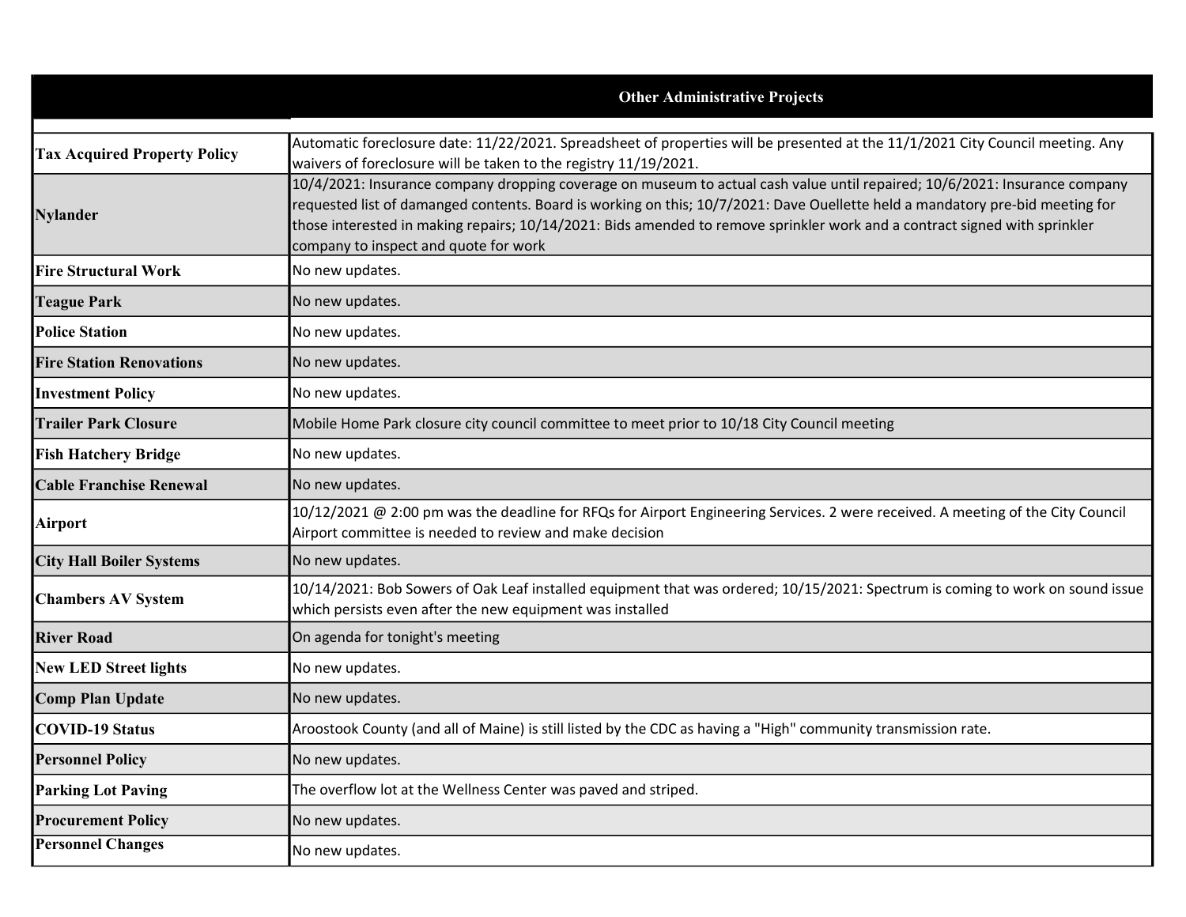| | Other Administrative Projects |
|---|---|
| **Tax Acquired Property Policy** | Automatic foreclosure date: 11/22/2021. Spreadsheet of properties will be presented at the 11/1/2021 City Council meeting. Any waivers of foreclosure will be taken to the registry 11/19/2021. |
| **Nylander** | 10/4/2021: Insurance company dropping coverage on museum to actual cash value until repaired; 10/6/2021: Insurance company requested list of damanged contents. Board is working on this; 10/7/2021: Dave Ouellette held a mandatory pre-bid meeting for those interested in making repairs; 10/14/2021: Bids amended to remove sprinkler work and a contract signed with sprinkler company to inspect and quote for work |
| **Fire Structural Work** | No new updates. |
| **Teague Park** | No new updates. |
| **Police Station** | No new updates. |
| **Fire Station Renovations** | No new updates. |
| **Investment Policy** | No new updates. |
| **Trailer Park Closure** | Mobile Home Park closure city council committee to meet prior to 10/18 City Council meeting |
| **Fish Hatchery Bridge** | No new updates. |
| **Cable Franchise Renewal** | No new updates. |
| **Airport** | 10/12/2021 @ 2:00 pm was the deadline for RFQs for Airport Engineering Services. 2 were received. A meeting of the City Council Airport committee is needed to review and make decision |
| **City Hall Boiler Systems** | No new updates. |
| **Chambers AV System** | 10/14/2021: Bob Sowers of Oak Leaf installed equipment that was ordered; 10/15/2021: Spectrum is coming to work on sound issue which persists even after the new equipment was installed |
| **River Road** | On agenda for tonight's meeting |
| **New LED Street lights** | No new updates. |
| **Comp Plan Update** | No new updates. |
| **COVID-19 Status** | Aroostook County (and all of Maine) is still listed by the CDC as having a "High" community transmission rate. |
| **Personnel Policy** | No new updates. |
| **Parking Lot Paving** | The overflow lot at the Wellness Center was paved and striped. |
| **Procurement Policy** | No new updates. |
| **Personnel Changes** | No new updates. |